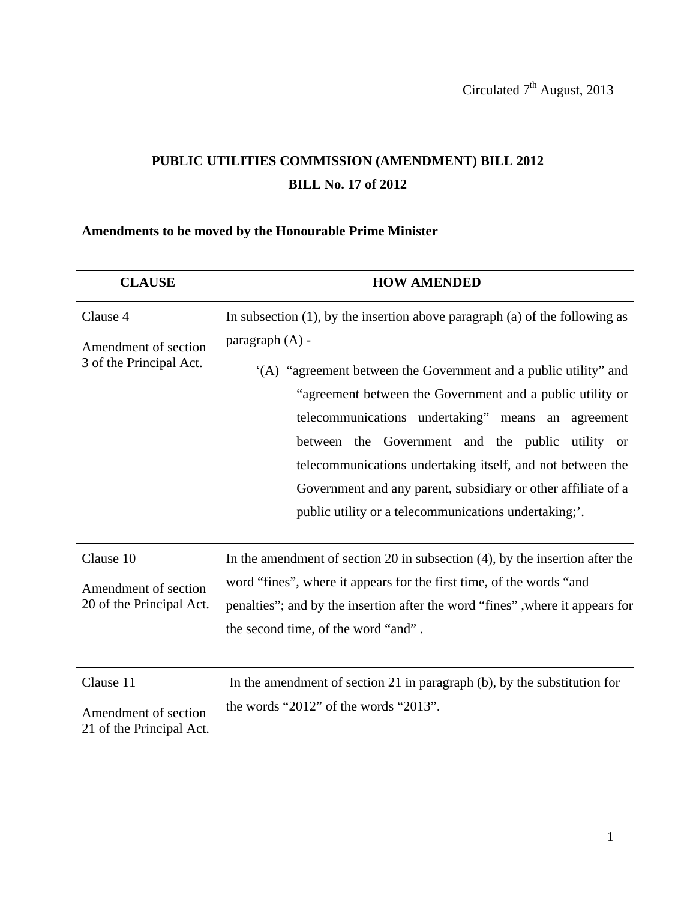Circulated 7th August, 2013

## PUBLIC UTILITIES COMMISSION (AMENDMENT) BILL 2012

## BILL No. 17 of 2012

**Amendments to be moved by the Honourable Prime Minister**

| CLAUSE | HOW AMENDED |
|---|---|
| Clause 4<br><br>Amendment of section 3 of the Principal Act. | In subsection (1), by the insertion above paragraph (a) of the following as paragraph (A) -<br><br>‘(A) “agreement between the Government and a public utility” and “agreement between the Government and a public utility or telecommunications undertaking” means an agreement between the Government and the public utility or telecommunications undertaking itself, and not between the Government and any parent, subsidiary or other affiliate of a public utility or a telecommunications undertaking;’. |
| Clause 10<br><br>Amendment of section 20 of the Principal Act. | In the amendment of section 20 in subsection (4), by the insertion after the word “fines”, where it appears for the first time, of the words “and penalties”; and by the insertion after the word “fines” ,where it appears for the second time, of the word “and” . |
| Clause 11<br><br>Amendment of section 21 of the Principal Act. | In the amendment of section 21 in paragraph (b), by the substitution for the words “2012” of the words “2013”. |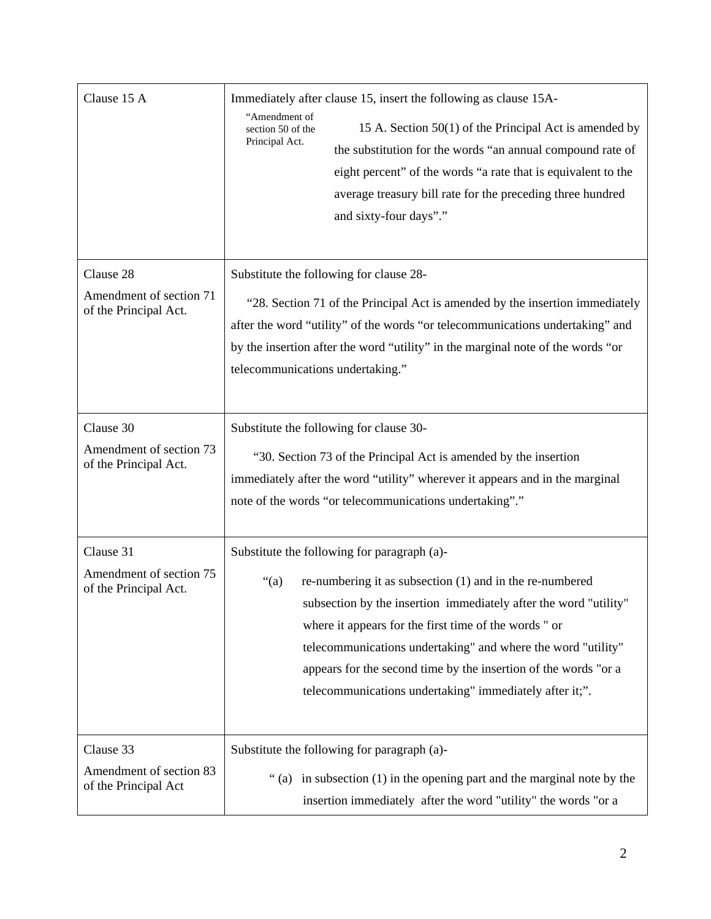| | |
|---|---|
| Clause 15 A | Immediately after clause 15, insert the following as clause 15A-<br><br>"Amendment of section 50 of the Principal Act.<br><br>15 A. Section 50(1) of the Principal Act is amended by the substitution for the words "an annual compound rate of eight percent" of the words "a rate that is equivalent to the average treasury bill rate for the preceding three hundred and sixty-four days"." |
| Clause 28<br><br>Amendment of section 71 of the Principal Act. | Substitute the following for clause 28-<br><br>"28. Section 71 of the Principal Act is amended by the insertion immediately after the word "utility" of the words "or telecommunications undertaking" and by the insertion after the word "utility" in the marginal note of the words "or telecommunications undertaking." |
| Clause 30<br><br>Amendment of section 73 of the Principal Act. | Substitute the following for clause 30-<br><br>"30. Section 73 of the Principal Act is amended by the insertion immediately after the word "utility" wherever it appears and in the marginal note of the words "or telecommunications undertaking"." |
| Clause 31<br><br>Amendment of section 75 of the Principal Act. | Substitute the following for paragraph (a)-<br><br>"(a) re-numbering it as subsection (1) and in the re-numbered subsection by the insertion immediately after the word "utility" where it appears for the first time of the words " or telecommunications undertaking" and where the word "utility" appears for the second time by the insertion of the words "or a telecommunications undertaking" immediately after it;". |
| Clause 33<br><br>Amendment of section 83 of the Principal Act | Substitute the following for paragraph (a)-<br><br>" (a) in subsection (1) in the opening part and the marginal note by the insertion immediately after the word "utility" the words "or a |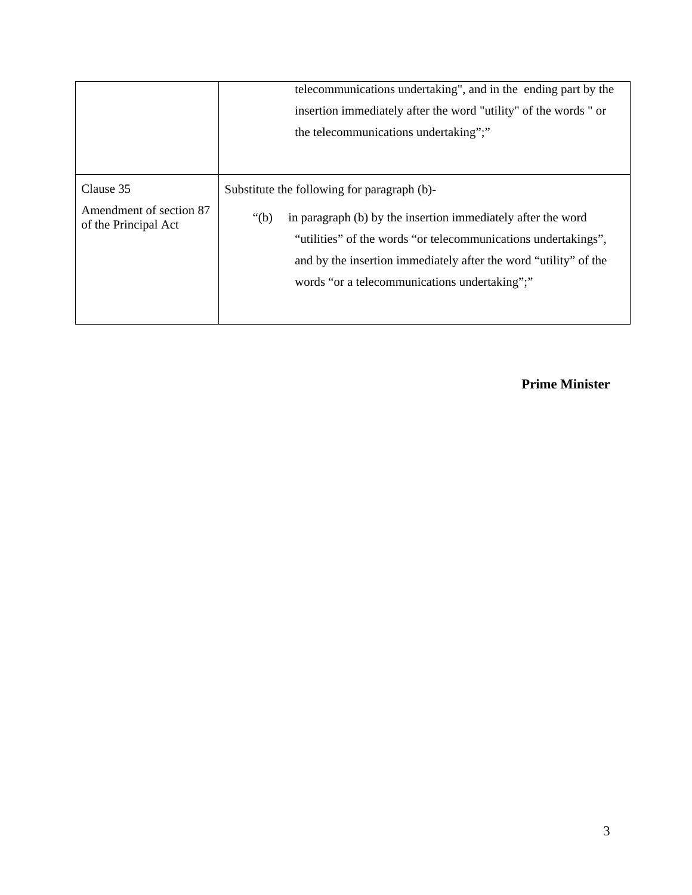| | |
|---|---|
| | telecommunications undertaking", and in the ending part by the insertion immediately after the word "utility" of the words " or the telecommunications undertaking";" |
| Clause 35<br><br>Amendment of section 87 of the Principal Act | Substitute the following for paragraph (b)-<br><br>"(b) in paragraph (b) by the insertion immediately after the word "utilities" of the words "or telecommunications undertakings", and by the insertion immediately after the word "utility" of the words "or a telecommunications undertaking";" |

**Prime Minister**